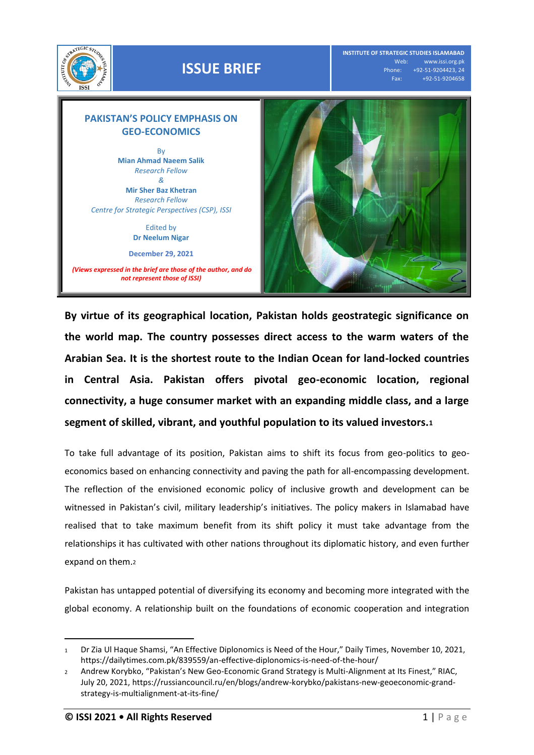ISSUE BRIEF

INSTITUTE OF STRATEGIC STUDIES ISLAMABAD
Web: www.issi.org.pk
Phone: +92-51-9204423, 24
Fax: +92-51-9204658

# PAKISTAN'S POLICY EMPHASIS ON GEO-ECONOMICS

By
**Mian Ahmad Naeem Salik**
*Research Fellow*
&
**Mir Sher Baz Khetran**
*Research Fellow*
*Centre for Strategic Perspectives (CSP), ISSI*

Edited by
**Dr Neelum Nigar**

**December 29, 2021**

***(Views expressed in the brief are those of the author, and do not represent those of ISSI)***

**By virtue of its geographical location, Pakistan holds geostrategic significance on the world map. The country possesses direct access to the warm waters of the Arabian Sea. It is the shortest route to the Indian Ocean for land-locked countries in Central Asia. Pakistan offers pivotal geo-economic location, regional connectivity, a huge consumer market with an expanding middle class, and a large segment of skilled, vibrant, and youthful population to its valued investors.**[1]

To take full advantage of its position, Pakistan aims to shift its focus from geo-politics to geo-economics based on enhancing connectivity and paving the path for all-encompassing development. The reflection of the envisioned economic policy of inclusive growth and development can be witnessed in Pakistan's civil, military leadership's initiatives. The policy makers in Islamabad have realised that to take maximum benefit from its shift policy it must take advantage from the relationships it has cultivated with other nations throughout its diplomatic history, and even further expand on them.[2]

Pakistan has untapped potential of diversifying its economy and becoming more integrated with the global economy. A relationship built on the foundations of economic cooperation and integration

---

1. Dr Zia Ul Haque Shamsi, "An Effective Diplonomics is Need of the Hour," Daily Times, November 10, 2021, https://dailytimes.com.pk/839559/an-effective-diplonomics-is-need-of-the-hour/
2. Andrew Korybko, "Pakistan's New Geo-Economic Grand Strategy is Multi-Alignment at Its Finest," RIAC, July 20, 2021, https://russiancouncil.ru/en/blogs/andrew-korybko/pakistans-new-geoeconomic-grand-strategy-is-multialignment-at-its-fine/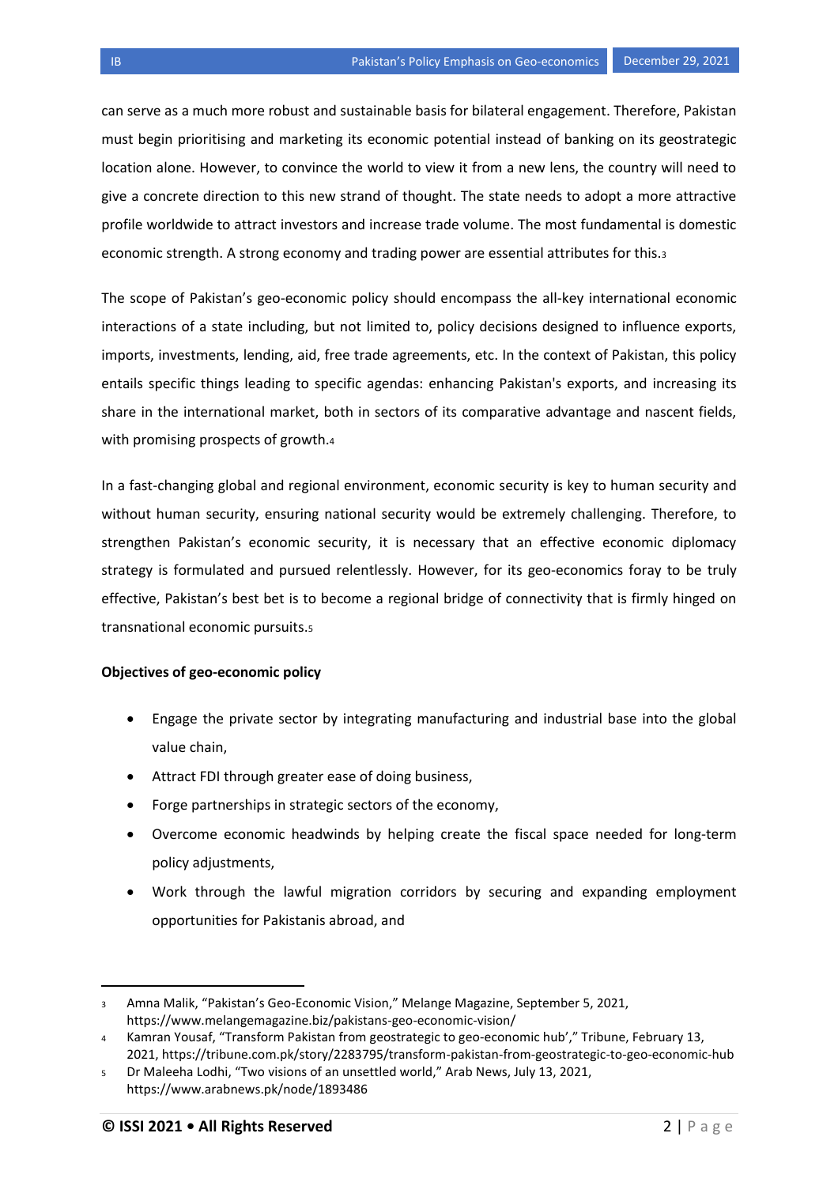can serve as a much more robust and sustainable basis for bilateral engagement. Therefore, Pakistan must begin prioritising and marketing its economic potential instead of banking on its geostrategic location alone. However, to convince the world to view it from a new lens, the country will need to give a concrete direction to this new strand of thought. The state needs to adopt a more attractive profile worldwide to attract investors and increase trade volume. The most fundamental is domestic economic strength. A strong economy and trading power are essential attributes for this.[3]

The scope of Pakistan's geo-economic policy should encompass the all-key international economic interactions of a state including, but not limited to, policy decisions designed to influence exports, imports, investments, lending, aid, free trade agreements, etc. In the context of Pakistan, this policy entails specific things leading to specific agendas: enhancing Pakistan's exports, and increasing its share in the international market, both in sectors of its comparative advantage and nascent fields, with promising prospects of growth.[4]

In a fast-changing global and regional environment, economic security is key to human security and without human security, ensuring national security would be extremely challenging. Therefore, to strengthen Pakistan's economic security, it is necessary that an effective economic diplomacy strategy is formulated and pursued relentlessly. However, for its geo-economics foray to be truly effective, Pakistan's best bet is to become a regional bridge of connectivity that is firmly hinged on transnational economic pursuits.[5]

**Objectives of geo-economic policy**

- Engage the private sector by integrating manufacturing and industrial base into the global value chain,
- Attract FDI through greater ease of doing business,
- Forge partnerships in strategic sectors of the economy,
- Overcome economic headwinds by helping create the fiscal space needed for long-term policy adjustments,
- Work through the lawful migration corridors by securing and expanding employment opportunities for Pakistanis abroad, and

---

[3] Amna Malik, "Pakistan's Geo-Economic Vision," Melange Magazine, September 5, 2021, https://www.melangemagazine.biz/pakistans-geo-economic-vision/

[4] Kamran Yousaf, "Transform Pakistan from geostrategic to geo-economic hub'," Tribune, February 13, 2021, https://tribune.com.pk/story/2283795/transform-pakistan-from-geostrategic-to-geo-economic-hub

[5] Dr Maleeha Lodhi, "Two visions of an unsettled world," Arab News, July 13, 2021, https://www.arabnews.pk/node/1893486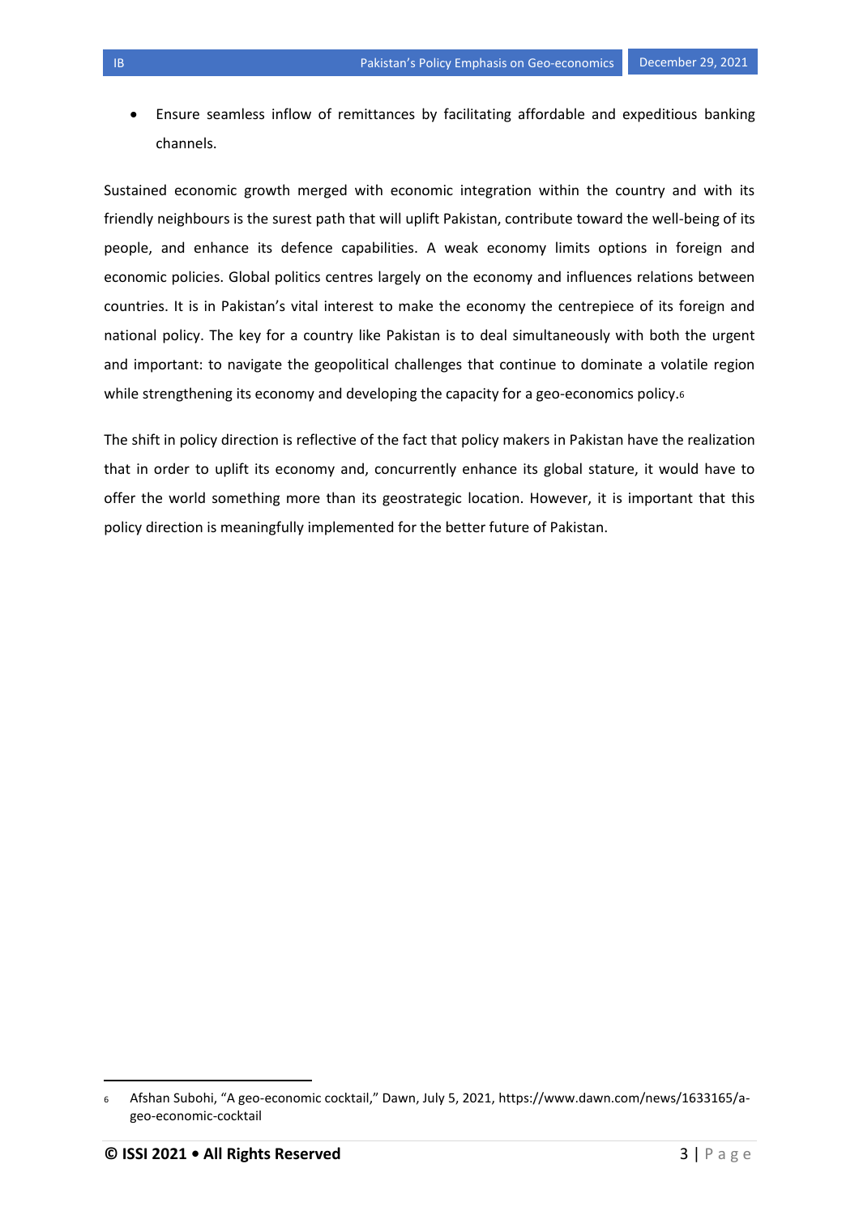- Ensure seamless inflow of remittances by facilitating affordable and expeditious banking channels.

Sustained economic growth merged with economic integration within the country and with its friendly neighbours is the surest path that will uplift Pakistan, contribute toward the well-being of its people, and enhance its defence capabilities. A weak economy limits options in foreign and economic policies. Global politics centres largely on the economy and influences relations between countries. It is in Pakistan's vital interest to make the economy the centrepiece of its foreign and national policy. The key for a country like Pakistan is to deal simultaneously with both the urgent and important: to navigate the geopolitical challenges that continue to dominate a volatile region while strengthening its economy and developing the capacity for a geo-economics policy.[6]

The shift in policy direction is reflective of the fact that policy makers in Pakistan have the realization that in order to uplift its economy and, concurrently enhance its global stature, it would have to offer the world something more than its geostrategic location. However, it is important that this policy direction is meaningfully implemented for the better future of Pakistan.

---

[6] Afshan Subohi, "A geo-economic cocktail," Dawn, July 5, 2021, https://www.dawn.com/news/1633165/a-geo-economic-cocktail

© ISSI 2021 • All Rights Reserved